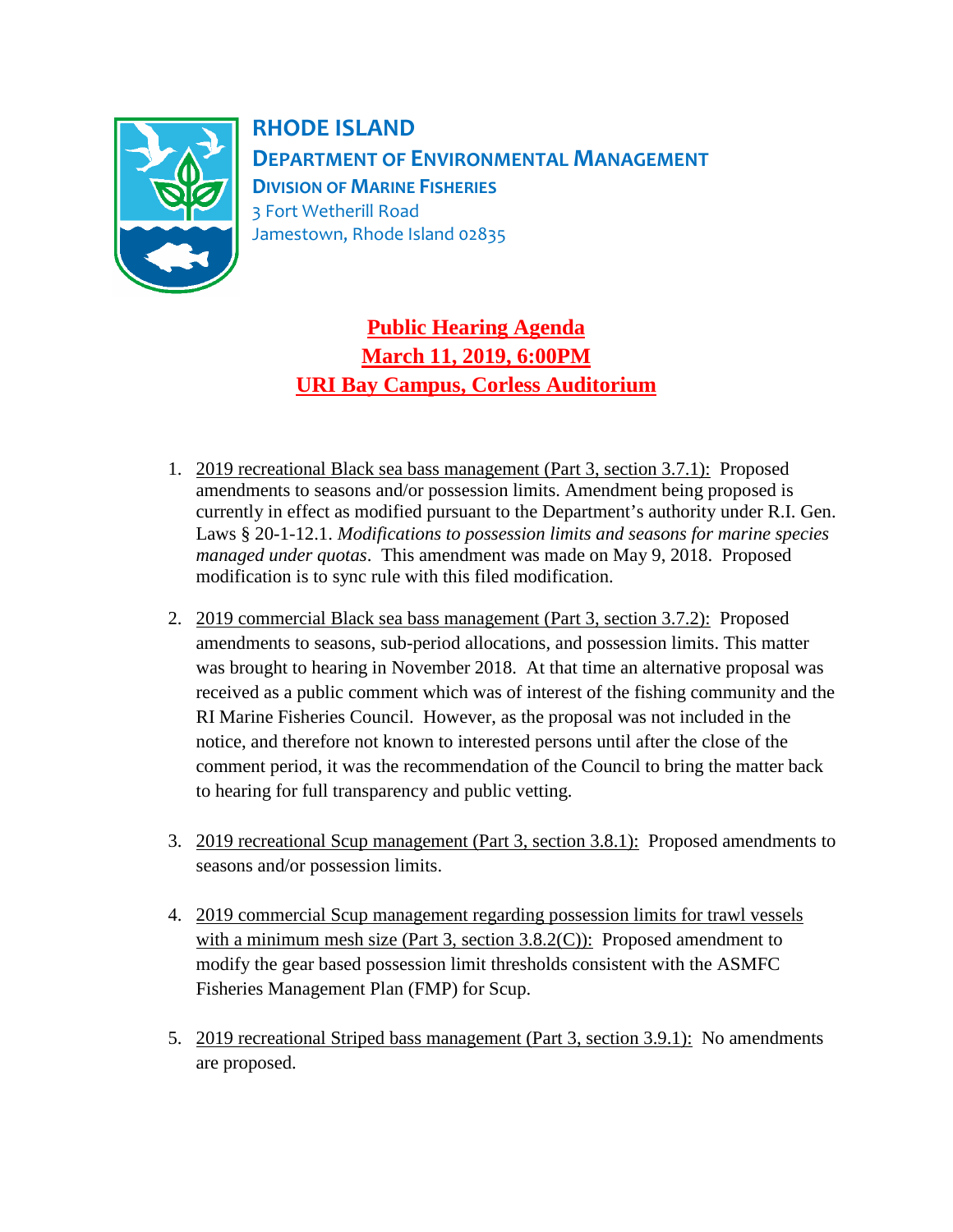**RHODE ISLAND**
**DEPARTMENT OF ENVIRONMENTAL MANAGEMENT**
**DIVISION OF MARINE FISHERIES**
3 Fort Wetherill Road
Jamestown, Rhode Island 02835

# Public Hearing Agenda
## March 11, 2019, 6:00PM
## URI Bay Campus, Corless Auditorium

1. 2019 recreational Black sea bass management (Part 3, section 3.7.1): Proposed amendments to seasons and/or possession limits. Amendment being proposed is currently in effect as modified pursuant to the Department's authority under R.I. Gen. Laws § 20-1-12.1. *Modifications to possession limits and seasons for marine species managed under quotas*. This amendment was made on May 9, 2018. Proposed modification is to sync rule with this filed modification.

2. 2019 commercial Black sea bass management (Part 3, section 3.7.2): Proposed amendments to seasons, sub-period allocations, and possession limits. This matter was brought to hearing in November 2018. At that time an alternative proposal was received as a public comment which was of interest of the fishing community and the RI Marine Fisheries Council. However, as the proposal was not included in the notice, and therefore not known to interested persons until after the close of the comment period, it was the recommendation of the Council to bring the matter back to hearing for full transparency and public vetting.

3. 2019 recreational Scup management (Part 3, section 3.8.1): Proposed amendments to seasons and/or possession limits.

4. 2019 commercial Scup management regarding possession limits for trawl vessels with a minimum mesh size (Part 3, section 3.8.2(C)): Proposed amendment to modify the gear based possession limit thresholds consistent with the ASMFC Fisheries Management Plan (FMP) for Scup.

5. 2019 recreational Striped bass management (Part 3, section 3.9.1): No amendments are proposed.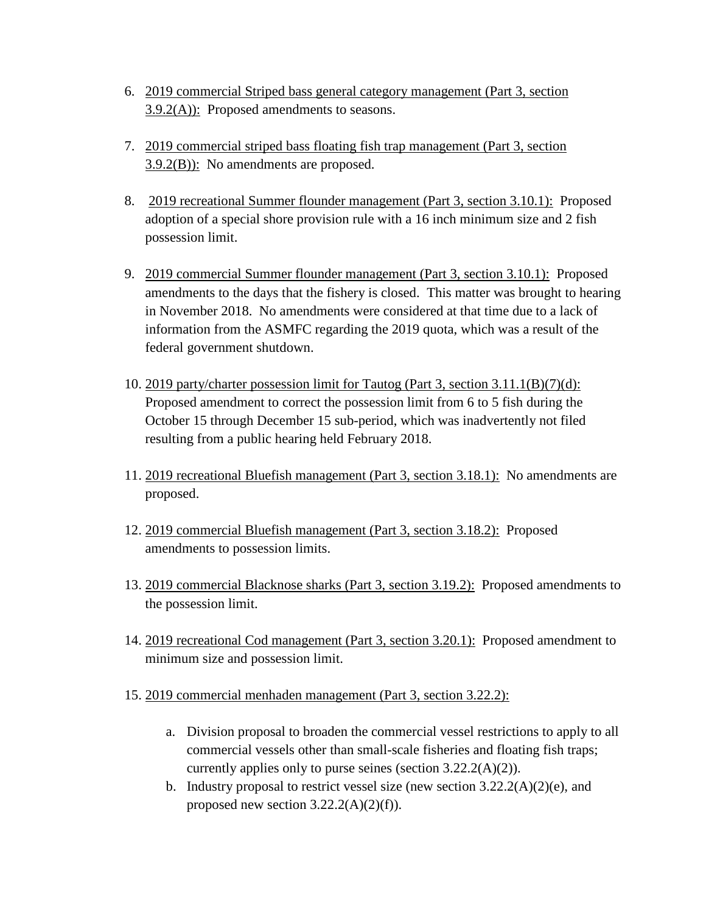6. 2019 commercial Striped bass general category management (Part 3, section 3.9.2(A)): Proposed amendments to seasons.

7. 2019 commercial striped bass floating fish trap management (Part 3, section 3.9.2(B)): No amendments are proposed.

8. 2019 recreational Summer flounder management (Part 3, section 3.10.1): Proposed adoption of a special shore provision rule with a 16 inch minimum size and 2 fish possession limit.

9. 2019 commercial Summer flounder management (Part 3, section 3.10.1): Proposed amendments to the days that the fishery is closed. This matter was brought to hearing in November 2018. No amendments were considered at that time due to a lack of information from the ASMFC regarding the 2019 quota, which was a result of the federal government shutdown.

10. 2019 party/charter possession limit for Tautog (Part 3, section 3.11.1(B)(7)(d): Proposed amendment to correct the possession limit from 6 to 5 fish during the October 15 through December 15 sub-period, which was inadvertently not filed resulting from a public hearing held February 2018.

11. 2019 recreational Bluefish management (Part 3, section 3.18.1): No amendments are proposed.

12. 2019 commercial Bluefish management (Part 3, section 3.18.2): Proposed amendments to possession limits.

13. 2019 commercial Blacknose sharks (Part 3, section 3.19.2): Proposed amendments to the possession limit.

14. 2019 recreational Cod management (Part 3, section 3.20.1): Proposed amendment to minimum size and possession limit.

15. 2019 commercial menhaden management (Part 3, section 3.22.2):

    a. Division proposal to broaden the commercial vessel restrictions to apply to all commercial vessels other than small-scale fisheries and floating fish traps; currently applies only to purse seines (section 3.22.2(A)(2)).
    b. Industry proposal to restrict vessel size (new section 3.22.2(A)(2)(e), and proposed new section 3.22.2(A)(2)(f)).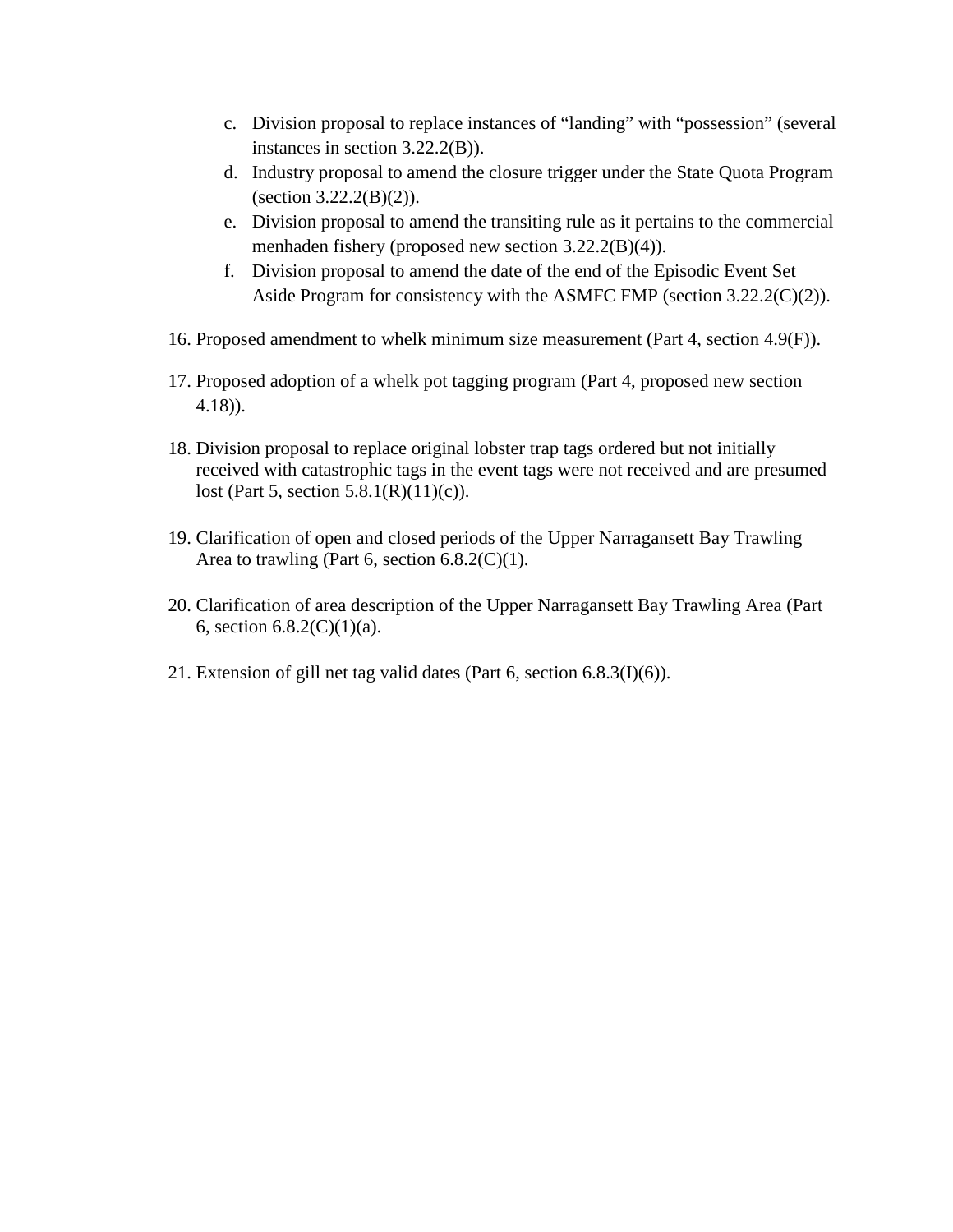c. Division proposal to replace instances of "landing" with "possession" (several instances in section 3.22.2(B)).
d. Industry proposal to amend the closure trigger under the State Quota Program (section 3.22.2(B)(2)).
e. Division proposal to amend the transiting rule as it pertains to the commercial menhaden fishery (proposed new section 3.22.2(B)(4)).
f. Division proposal to amend the date of the end of the Episodic Event Set Aside Program for consistency with the ASMFC FMP (section 3.22.2(C)(2)).

16. Proposed amendment to whelk minimum size measurement (Part 4, section 4.9(F)).

17. Proposed adoption of a whelk pot tagging program (Part 4, proposed new section 4.18)).

18. Division proposal to replace original lobster trap tags ordered but not initially received with catastrophic tags in the event tags were not received and are presumed lost (Part 5, section 5.8.1(R)(11)(c)).

19. Clarification of open and closed periods of the Upper Narragansett Bay Trawling Area to trawling (Part 6, section 6.8.2(C)(1).

20. Clarification of area description of the Upper Narragansett Bay Trawling Area (Part 6, section 6.8.2(C)(1)(a).

21. Extension of gill net tag valid dates (Part 6, section 6.8.3(I)(6)).